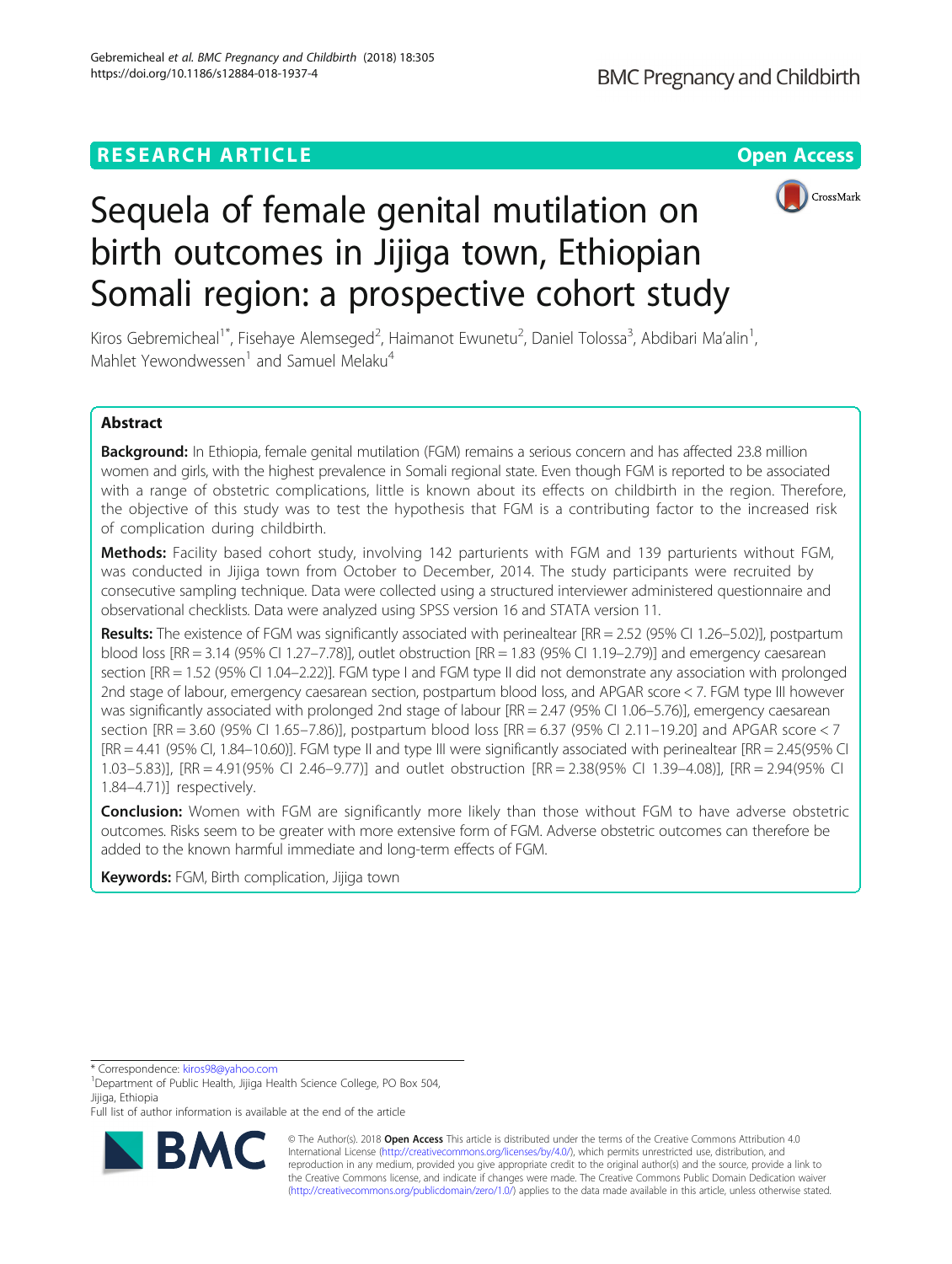RESEARCH ARTICLE

Open Access

# Sequela of female genital mutilation on birth outcomes in Jijiga town, Ethiopian Somali region: a prospective cohort study

Kiros Gebremicheal[1*], Fisehaye Alemseged[2], Haimanot Ewunetu[2], Daniel Tolossa[3], Abdibari Ma'alin[1], Mahlet Yewondwessen[1] and Samuel Melaku[4]

## Abstract

**Background:** In Ethiopia, female genital mutilation (FGM) remains a serious concern and has affected 23.8 million women and girls, with the highest prevalence in Somali regional state. Even though FGM is reported to be associated with a range of obstetric complications, little is known about its effects on childbirth in the region. Therefore, the objective of this study was to test the hypothesis that FGM is a contributing factor to the increased risk of complication during childbirth.

**Methods:** Facility based cohort study, involving 142 parturients with FGM and 139 parturients without FGM, was conducted in Jijiga town from October to December, 2014. The study participants were recruited by consecutive sampling technique. Data were collected using a structured interviewer administered questionnaire and observational checklists. Data were analyzed using SPSS version 16 and STATA version 11.

**Results:** The existence of FGM was significantly associated with perinealtear [RR = 2.52 (95% CI 1.26–5.02)], postpartum blood loss [RR = 3.14 (95% CI 1.27–7.78)], outlet obstruction [RR = 1.83 (95% CI 1.19–2.79)] and emergency caesarean section [RR = 1.52 (95% CI 1.04–2.22)]. FGM type I and FGM type II did not demonstrate any association with prolonged 2nd stage of labour, emergency caesarean section, postpartum blood loss, and APGAR score < 7. FGM type III however was significantly associated with prolonged 2nd stage of labour [RR = 2.47 (95% CI 1.06–5.76)], emergency caesarean section [RR = 3.60 (95% CI 1.65–7.86)], postpartum blood loss [RR = 6.37 (95% CI 2.11–19.20] and APGAR score < 7 [RR = 4.41 (95% CI, 1.84–10.60)]. FGM type II and type III were significantly associated with perinealtear [RR = 2.45(95% CI 1.03–5.83)], [RR = 4.91(95% CI 2.46–9.77)] and outlet obstruction [RR = 2.38(95% CI 1.39–4.08)], [RR = 2.94(95% CI 1.84–4.71)] respectively.

**Conclusion:** Women with FGM are significantly more likely than those without FGM to have adverse obstetric outcomes. Risks seem to be greater with more extensive form of FGM. Adverse obstetric outcomes can therefore be added to the known harmful immediate and long-term effects of FGM.

**Keywords:** FGM, Birth complication, Jijiga town

---

\* Correspondence: kiros98@yahoo.com
[1]Department of Public Health, Jijiga Health Science College, PO Box 504, Jijiga, Ethiopia
Full list of author information is available at the end of the article

© The Author(s). 2018 **Open Access** This article is distributed under the terms of the Creative Commons Attribution 4.0 International License (http://creativecommons.org/licenses/by/4.0/), which permits unrestricted use, distribution, and reproduction in any medium, provided you give appropriate credit to the original author(s) and the source, provide a link to the Creative Commons license, and indicate if changes were made. The Creative Commons Public Domain Dedication waiver (http://creativecommons.org/publicdomain/zero/1.0/) applies to the data made available in this article, unless otherwise stated.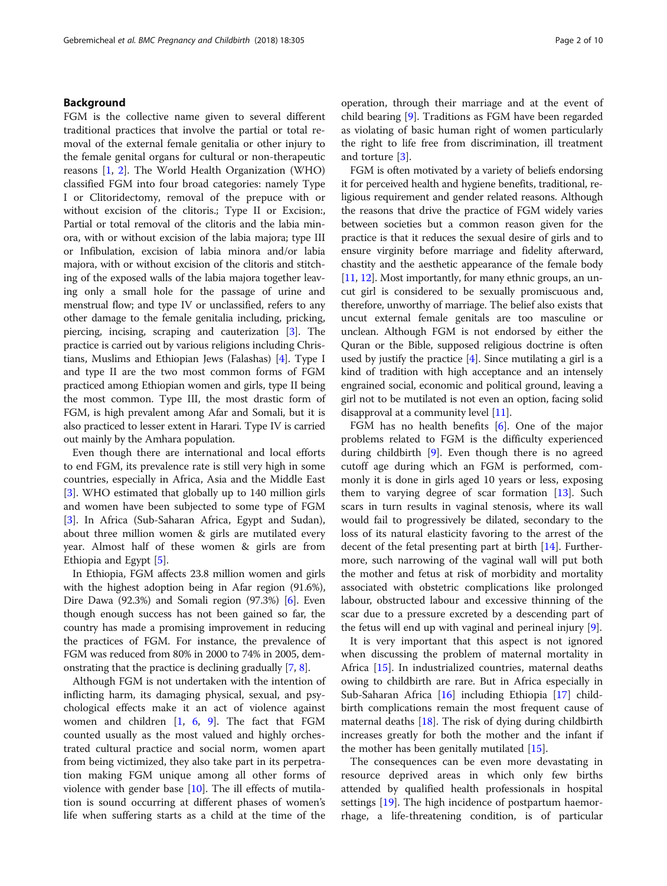## Background

FGM is the collective name given to several different traditional practices that involve the partial or total removal of the external female genitalia or other injury to the female genital organs for cultural or non-therapeutic reasons [1, 2]. The World Health Organization (WHO) classified FGM into four broad categories: namely Type I or Clitoridectomy, removal of the prepuce with or without excision of the clitoris.; Type II or Excision:, Partial or total removal of the clitoris and the labia minora, with or without excision of the labia majora; type III or Infibulation, excision of labia minora and/or labia majora, with or without excision of the clitoris and stitching of the exposed walls of the labia majora together leaving only a small hole for the passage of urine and menstrual flow; and type IV or unclassified, refers to any other damage to the female genitalia including, pricking, piercing, incising, scraping and cauterization [3]. The practice is carried out by various religions including Christians, Muslims and Ethiopian Jews (Falashas) [4]. Type I and type II are the two most common forms of FGM practiced among Ethiopian women and girls, type II being the most common. Type III, the most drastic form of FGM, is high prevalent among Afar and Somali, but it is also practiced to lesser extent in Harari. Type IV is carried out mainly by the Amhara population.

Even though there are international and local efforts to end FGM, its prevalence rate is still very high in some countries, especially in Africa, Asia and the Middle East [3]. WHO estimated that globally up to 140 million girls and women have been subjected to some type of FGM [3]. In Africa (Sub-Saharan Africa, Egypt and Sudan), about three million women & girls are mutilated every year. Almost half of these women & girls are from Ethiopia and Egypt [5].

In Ethiopia, FGM affects 23.8 million women and girls with the highest adoption being in Afar region (91.6%), Dire Dawa (92.3%) and Somali region (97.3%) [6]. Even though enough success has not been gained so far, the country has made a promising improvement in reducing the practices of FGM. For instance, the prevalence of FGM was reduced from 80% in 2000 to 74% in 2005, demonstrating that the practice is declining gradually [7, 8].

Although FGM is not undertaken with the intention of inflicting harm, its damaging physical, sexual, and psychological effects make it an act of violence against women and children [1, 6, 9]. The fact that FGM counted usually as the most valued and highly orchestrated cultural practice and social norm, women apart from being victimized, they also take part in its perpetration making FGM unique among all other forms of violence with gender base [10]. The ill effects of mutilation is sound occurring at different phases of women's life when suffering starts as a child at the time of the operation, through their marriage and at the event of child bearing [9]. Traditions as FGM have been regarded as violating of basic human right of women particularly the right to life free from discrimination, ill treatment and torture [3].

FGM is often motivated by a variety of beliefs endorsing it for perceived health and hygiene benefits, traditional, religious requirement and gender related reasons. Although the reasons that drive the practice of FGM widely varies between societies but a common reason given for the practice is that it reduces the sexual desire of girls and to ensure virginity before marriage and fidelity afterward, chastity and the aesthetic appearance of the female body [11, 12]. Most importantly, for many ethnic groups, an uncut girl is considered to be sexually promiscuous and, therefore, unworthy of marriage. The belief also exists that uncut external female genitals are too masculine or unclean. Although FGM is not endorsed by either the Quran or the Bible, supposed religious doctrine is often used by justify the practice [4]. Since mutilating a girl is a kind of tradition with high acceptance and an intensely engrained social, economic and political ground, leaving a girl not to be mutilated is not even an option, facing solid disapproval at a community level [11].

FGM has no health benefits [6]. One of the major problems related to FGM is the difficulty experienced during childbirth [9]. Even though there is no agreed cutoff age during which an FGM is performed, commonly it is done in girls aged 10 years or less, exposing them to varying degree of scar formation [13]. Such scars in turn results in vaginal stenosis, where its wall would fail to progressively be dilated, secondary to the loss of its natural elasticity favoring to the arrest of the decent of the fetal presenting part at birth [14]. Furthermore, such narrowing of the vaginal wall will put both the mother and fetus at risk of morbidity and mortality associated with obstetric complications like prolonged labour, obstructed labour and excessive thinning of the scar due to a pressure excreted by a descending part of the fetus will end up with vaginal and perineal injury [9].

It is very important that this aspect is not ignored when discussing the problem of maternal mortality in Africa [15]. In industrialized countries, maternal deaths owing to childbirth are rare. But in Africa especially in Sub-Saharan Africa [16] including Ethiopia [17] childbirth complications remain the most frequent cause of maternal deaths [18]. The risk of dying during childbirth increases greatly for both the mother and the infant if the mother has been genitally mutilated [15].

The consequences can be even more devastating in resource deprived areas in which only few births attended by qualified health professionals in hospital settings [19]. The high incidence of postpartum haemorrhage, a life-threatening condition, is of particular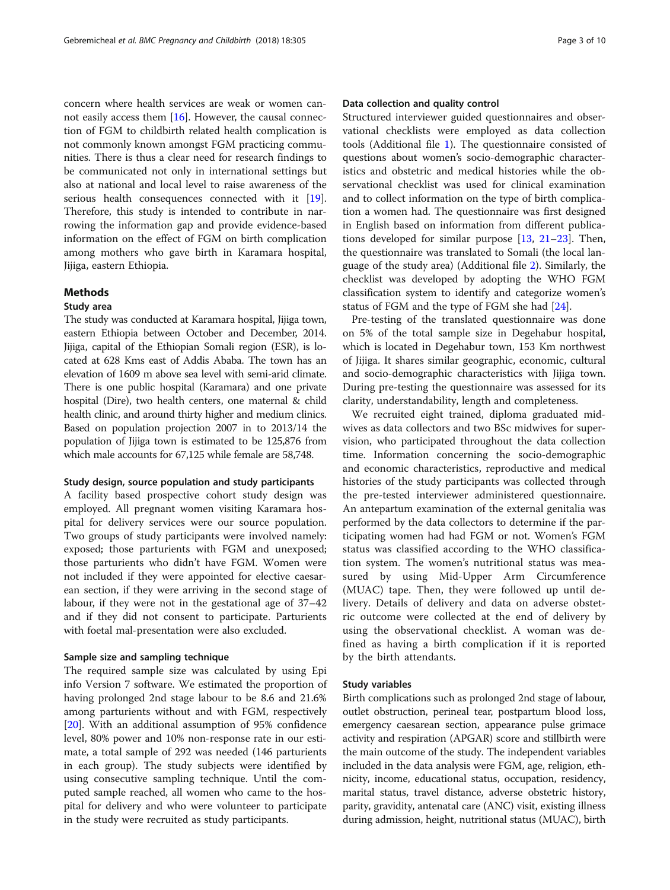concern where health services are weak or women cannot easily access them [16]. However, the causal connection of FGM to childbirth related health complication is not commonly known amongst FGM practicing communities. There is thus a clear need for research findings to be communicated not only in international settings but also at national and local level to raise awareness of the serious health consequences connected with it [19]. Therefore, this study is intended to contribute in narrowing the information gap and provide evidence-based information on the effect of FGM on birth complication among mothers who gave birth in Karamara hospital, Jijiga, eastern Ethiopia.

## Methods

### Study area

The study was conducted at Karamara hospital, Jijiga town, eastern Ethiopia between October and December, 2014. Jijiga, capital of the Ethiopian Somali region (ESR), is located at 628 Kms east of Addis Ababa. The town has an elevation of 1609 m above sea level with semi-arid climate. There is one public hospital (Karamara) and one private hospital (Dire), two health centers, one maternal & child health clinic, and around thirty higher and medium clinics. Based on population projection 2007 in to 2013/14 the population of Jijiga town is estimated to be 125,876 from which male accounts for 67,125 while female are 58,748.

#### Study design, source population and study participants

A facility based prospective cohort study design was employed. All pregnant women visiting Karamara hospital for delivery services were our source population. Two groups of study participants were involved namely: exposed; those parturients with FGM and unexposed; those parturients who didn't have FGM. Women were not included if they were appointed for elective caesarean section, if they were arriving in the second stage of labour, if they were not in the gestational age of 37–42 and if they did not consent to participate. Parturients with foetal mal-presentation were also excluded.

#### Sample size and sampling technique

The required sample size was calculated by using Epi info Version 7 software. We estimated the proportion of having prolonged 2nd stage labour to be 8.6 and 21.6% among parturients without and with FGM, respectively [20]. With an additional assumption of 95% confidence level, 80% power and 10% non-response rate in our estimate, a total sample of 292 was needed (146 parturients in each group). The study subjects were identified by using consecutive sampling technique. Until the computed sample reached, all women who came to the hospital for delivery and who were volunteer to participate in the study were recruited as study participants.

#### Data collection and quality control

Structured interviewer guided questionnaires and observational checklists were employed as data collection tools (Additional file 1). The questionnaire consisted of questions about women's socio-demographic characteristics and obstetric and medical histories while the observational checklist was used for clinical examination and to collect information on the type of birth complication a women had. The questionnaire was first designed in English based on information from different publications developed for similar purpose [13, 21–23]. Then, the questionnaire was translated to Somali (the local language of the study area) (Additional file 2). Similarly, the checklist was developed by adopting the WHO FGM classification system to identify and categorize women's status of FGM and the type of FGM she had [24].

Pre-testing of the translated questionnaire was done on 5% of the total sample size in Degehabur hospital, which is located in Degehabur town, 153 Km northwest of Jijiga. It shares similar geographic, economic, cultural and socio-demographic characteristics with Jijiga town. During pre-testing the questionnaire was assessed for its clarity, understandability, length and completeness.

We recruited eight trained, diploma graduated midwives as data collectors and two BSc midwives for supervision, who participated throughout the data collection time. Information concerning the socio-demographic and economic characteristics, reproductive and medical histories of the study participants was collected through the pre-tested interviewer administered questionnaire. An antepartum examination of the external genitalia was performed by the data collectors to determine if the participating women had had FGM or not. Women's FGM status was classified according to the WHO classification system. The women's nutritional status was measured by using Mid-Upper Arm Circumference (MUAC) tape. Then, they were followed up until delivery. Details of delivery and data on adverse obstetric outcome were collected at the end of delivery by using the observational checklist. A woman was defined as having a birth complication if it is reported by the birth attendants.

#### Study variables

Birth complications such as prolonged 2nd stage of labour, outlet obstruction, perineal tear, postpartum blood loss, emergency caesarean section, appearance pulse grimace activity and respiration (APGAR) score and stillbirth were the main outcome of the study. The independent variables included in the data analysis were FGM, age, religion, ethnicity, income, educational status, occupation, residency, marital status, travel distance, adverse obstetric history, parity, gravidity, antenatal care (ANC) visit, existing illness during admission, height, nutritional status (MUAC), birth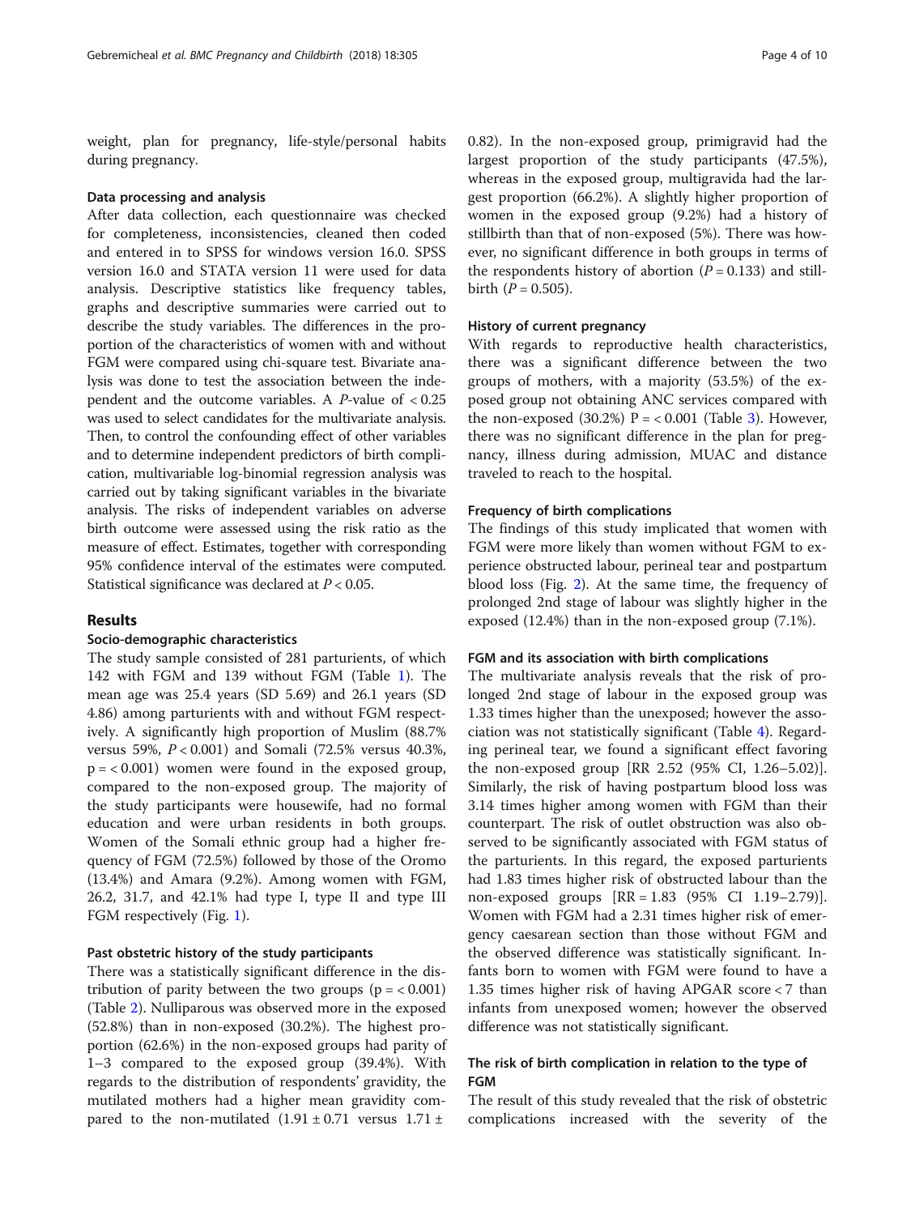weight, plan for pregnancy, life-style/personal habits during pregnancy.

### Data processing and analysis

After data collection, each questionnaire was checked for completeness, inconsistencies, cleaned then coded and entered in to SPSS for windows version 16.0. SPSS version 16.0 and STATA version 11 were used for data analysis. Descriptive statistics like frequency tables, graphs and descriptive summaries were carried out to describe the study variables. The differences in the proportion of the characteristics of women with and without FGM were compared using chi-square test. Bivariate analysis was done to test the association between the independent and the outcome variables. A *P*-value of < 0.25 was used to select candidates for the multivariate analysis. Then, to control the confounding effect of other variables and to determine independent predictors of birth complication, multivariable log-binomial regression analysis was carried out by taking significant variables in the bivariate analysis. The risks of independent variables on adverse birth outcome were assessed using the risk ratio as the measure of effect. Estimates, together with corresponding 95% confidence interval of the estimates were computed. Statistical significance was declared at $P < 0.05$.

## Results

### Socio-demographic characteristics

The study sample consisted of 281 parturients, of which 142 with FGM and 139 without FGM (Table 1). The mean age was 25.4 years (SD 5.69) and 26.1 years (SD 4.86) among parturients with and without FGM respectively. A significantly high proportion of Muslim (88.7% versus 59%, $P < 0.001$) and Somali (72.5% versus 40.3%, $p = < 0.001$) women were found in the exposed group, compared to the non-exposed group. The majority of the study participants were housewife, had no formal education and were urban residents in both groups. Women of the Somali ethnic group had a higher frequency of FGM (72.5%) followed by those of the Oromo (13.4%) and Amara (9.2%). Among women with FGM, 26.2, 31.7, and 42.1% had type I, type II and type III FGM respectively (Fig. 1).

### Past obstetric history of the study participants

There was a statistically significant difference in the distribution of parity between the two groups ($p = < 0.001$) (Table 2). Nulliparous was observed more in the exposed (52.8%) than in non-exposed (30.2%). The highest proportion (62.6%) in the non-exposed groups had parity of 1–3 compared to the exposed group (39.4%). With regards to the distribution of respondents' gravidity, the mutilated mothers had a higher mean gravidity compared to the non-mutilated (1.91 ± 0.71 versus 1.71 ± 0.82). In the non-exposed group, primigravid had the largest proportion of the study participants (47.5%), whereas in the exposed group, multigravida had the largest proportion (66.2%). A slightly higher proportion of women in the exposed group (9.2%) had a history of stillbirth than that of non-exposed (5%). There was however, no significant difference in both groups in terms of the respondents history of abortion ($P = 0.133$) and stillbirth ($P = 0.505$).

### History of current pregnancy

With regards to reproductive health characteristics, there was a significant difference between the two groups of mothers, with a majority (53.5%) of the exposed group not obtaining ANC services compared with the non-exposed (30.2%) $P = < 0.001$ (Table 3). However, there was no significant difference in the plan for pregnancy, illness during admission, MUAC and distance traveled to reach to the hospital.

### Frequency of birth complications

The findings of this study implicated that women with FGM were more likely than women without FGM to experience obstructed labour, perineal tear and postpartum blood loss (Fig. 2). At the same time, the frequency of prolonged 2nd stage of labour was slightly higher in the exposed (12.4%) than in the non-exposed group (7.1%).

### FGM and its association with birth complications

The multivariate analysis reveals that the risk of prolonged 2nd stage of labour in the exposed group was 1.33 times higher than the unexposed; however the association was not statistically significant (Table 4). Regarding perineal tear, we found a significant effect favoring the non-exposed group [RR 2.52 (95% CI, 1.26–5.02)]. Similarly, the risk of having postpartum blood loss was 3.14 times higher among women with FGM than their counterpart. The risk of outlet obstruction was also observed to be significantly associated with FGM status of the parturients. In this regard, the exposed parturients had 1.83 times higher risk of obstructed labour than the non-exposed groups [RR = 1.83 (95% CI 1.19–2.79)]. Women with FGM had a 2.31 times higher risk of emergency caesarean section than those without FGM and the observed difference was statistically significant. Infants born to women with FGM were found to have a 1.35 times higher risk of having APGAR score < 7 than infants from unexposed women; however the observed difference was not statistically significant.

### The risk of birth complication in relation to the type of FGM

The result of this study revealed that the risk of obstetric complications increased with the severity of the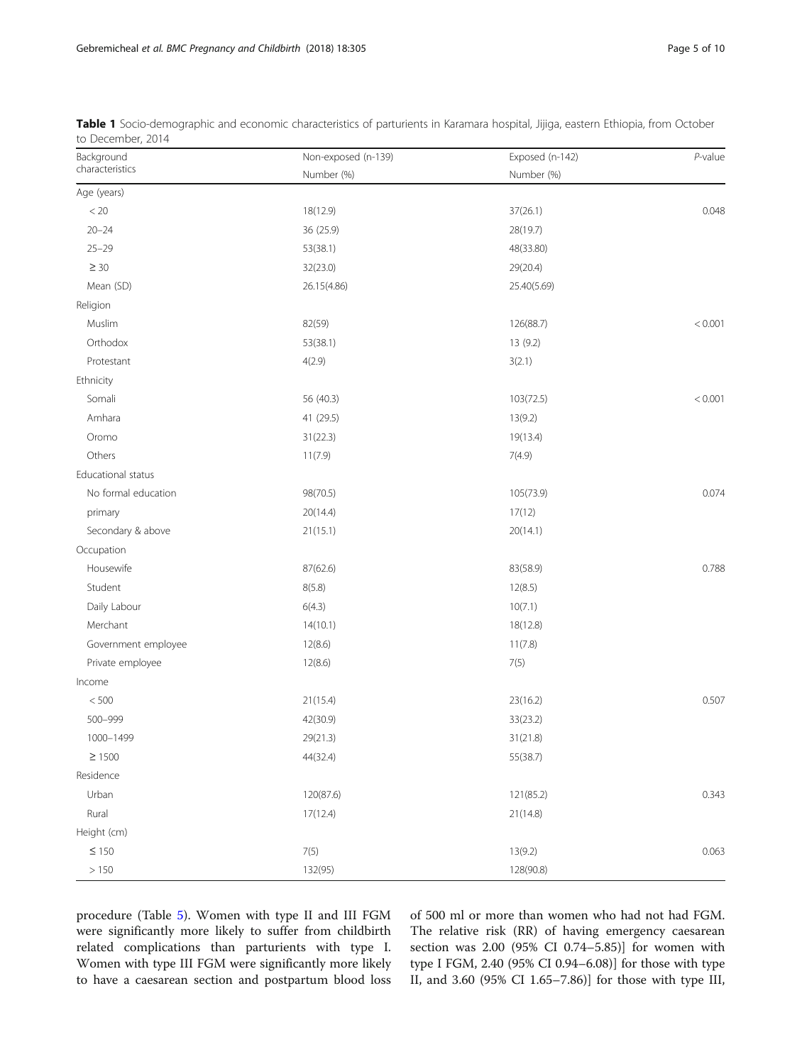**Table 1** Socio-demographic and economic characteristics of parturients in Karamara hospital, Jijiga, eastern Ethiopia, from October to December, 2014

| Background characteristics | Non-exposed (n-139) | Exposed (n-142) | *P*-value |
|---|---|---|---|
| | Number (%) | Number (%) | |
| Age (years) | | | |
| < 20 | 18(12.9) | 37(26.1) | 0.048 |
| 20–24 | 36 (25.9) | 28(19.7) | |
| 25–29 | 53(38.1) | 48(33.80) | |
| ≥ 30 | 32(23.0) | 29(20.4) | |
| Mean (SD) | 26.15(4.86) | 25.40(5.69) | |
| Religion | | | |
| Muslim | 82(59) | 126(88.7) | < 0.001 |
| Orthodox | 53(38.1) | 13 (9.2) | |
| Protestant | 4(2.9) | 3(2.1) | |
| Ethnicity | | | |
| Somali | 56 (40.3) | 103(72.5) | < 0.001 |
| Amhara | 41 (29.5) | 13(9.2) | |
| Oromo | 31(22.3) | 19(13.4) | |
| Others | 11(7.9) | 7(4.9) | |
| Educational status | | | |
| No formal education | 98(70.5) | 105(73.9) | 0.074 |
| primary | 20(14.4) | 17(12) | |
| Secondary & above | 21(15.1) | 20(14.1) | |
| Occupation | | | |
| Housewife | 87(62.6) | 83(58.9) | 0.788 |
| Student | 8(5.8) | 12(8.5) | |
| Daily Labour | 6(4.3) | 10(7.1) | |
| Merchant | 14(10.1) | 18(12.8) | |
| Government employee | 12(8.6) | 11(7.8) | |
| Private employee | 12(8.6) | 7(5) | |
| Income | | | |
| < 500 | 21(15.4) | 23(16.2) | 0.507 |
| 500–999 | 42(30.9) | 33(23.2) | |
| 1000–1499 | 29(21.3) | 31(21.8) | |
| ≥ 1500 | 44(32.4) | 55(38.7) | |
| Residence | | | |
| Urban | 120(87.6) | 121(85.2) | 0.343 |
| Rural | 17(12.4) | 21(14.8) | |
| Height (cm) | | | |
| ≤ 150 | 7(5) | 13(9.2) | 0.063 |
| > 150 | 132(95) | 128(90.8) | |

procedure (Table 5). Women with type II and III FGM were significantly more likely to suffer from childbirth related complications than parturients with type I. Women with type III FGM were significantly more likely to have a caesarean section and postpartum blood loss of 500 ml or more than women who had not had FGM. The relative risk (RR) of having emergency caesarean section was 2.00 (95% CI 0.74–5.85)] for women with type I FGM, 2.40 (95% CI 0.94–6.08)] for those with type II, and 3.60 (95% CI 1.65–7.86)] for those with type III,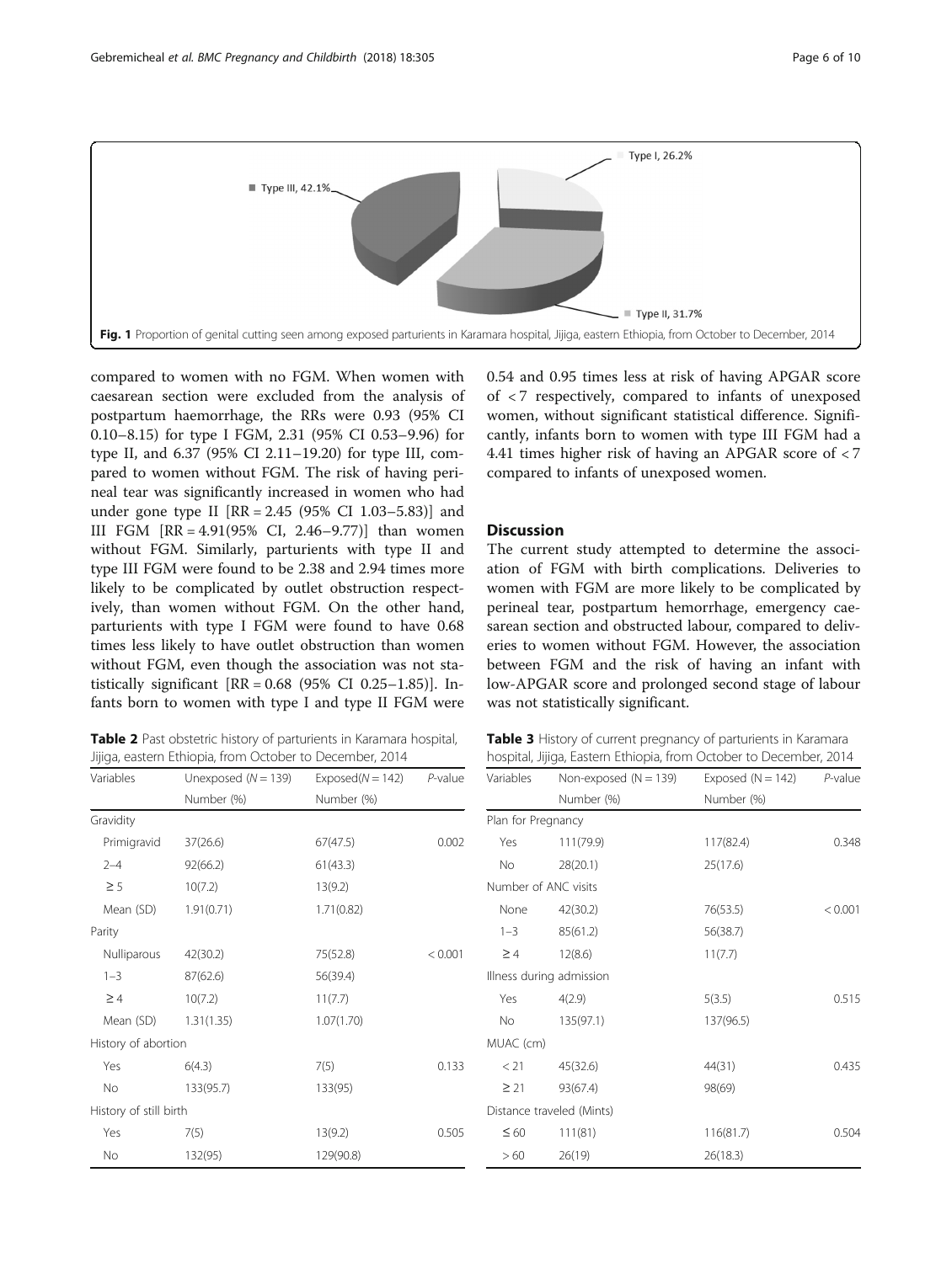Fig. 1 Proportion of genital cutting seen among exposed parturients in Karamara hospital, Jijiga, eastern Ethiopia, from October to December, 2014

compared to women with no FGM. When women with caesarean section were excluded from the analysis of postpartum haemorrhage, the RRs were 0.93 (95% CI 0.10–8.15) for type I FGM, 2.31 (95% CI 0.53–9.96) for type II, and 6.37 (95% CI 2.11–19.20) for type III, compared to women without FGM. The risk of having perineal tear was significantly increased in women who had under gone type II [RR = 2.45 (95% CI 1.03–5.83)] and III FGM [RR = 4.91(95% CI, 2.46–9.77)] than women without FGM. Similarly, parturients with type II and type III FGM were found to be 2.38 and 2.94 times more likely to be complicated by outlet obstruction respectively, than women without FGM. On the other hand, parturients with type I FGM were found to have 0.68 times less likely to have outlet obstruction than women without FGM, even though the association was not statistically significant [RR = 0.68 (95% CI 0.25–1.85)]. Infants born to women with type I and type II FGM were 0.54 and 0.95 times less at risk of having APGAR score of < 7 respectively, compared to infants of unexposed women, without significant statistical difference. Significantly, infants born to women with type III FGM had a 4.41 times higher risk of having an APGAR score of < 7 compared to infants of unexposed women.

## Discussion

The current study attempted to determine the association of FGM with birth complications. Deliveries to women with FGM are more likely to be complicated by perineal tear, postpartum hemorrhage, emergency caesarean section and obstructed labour, compared to deliveries to women without FGM. However, the association between FGM and the risk of having an infant with low-APGAR score and prolonged second stage of labour was not statistically significant.

**Table 2** Past obstetric history of parturients in Karamara hospital, Jijiga, eastern Ethiopia, from October to December, 2014

| Variables | Unexposed (*N* = 139) | Exposed(*N* = 142) | *P*-value |
|---|---|---|---|
| | Number (%) | Number (%) | |
| Gravidity | | | |
| Primigravid | 37(26.6) | 67(47.5) | 0.002 |
| 2–4 | 92(66.2) | 61(43.3) | |
| ≥ 5 | 10(7.2) | 13(9.2) | |
| Mean (SD) | 1.91(0.71) | 1.71(0.82) | |
| Parity | | | |
| Nulliparous | 42(30.2) | 75(52.8) | < 0.001 |
| 1–3 | 87(62.6) | 56(39.4) | |
| ≥ 4 | 10(7.2) | 11(7.7) | |
| Mean (SD) | 1.31(1.35) | 1.07(1.70) | |
| History of abortion | | | |
| Yes | 6(4.3) | 7(5) | 0.133 |
| No | 133(95.7) | 133(95) | |
| History of still birth | | | |
| Yes | 7(5) | 13(9.2) | 0.505 |
| No | 132(95) | 129(90.8) | |

**Table 3** History of current pregnancy of parturients in Karamara hospital, Jijiga, Eastern Ethiopia, from October to December, 2014

| Variables | Non-exposed (N = 139) | Exposed (N = 142) | *P*-value |
|---|---|---|---|
| | Number (%) | Number (%) | |
| Plan for Pregnancy | | | |
| Yes | 111(79.9) | 117(82.4) | 0.348 |
| No | 28(20.1) | 25(17.6) | |
| Number of ANC visits | | | |
| None | 42(30.2) | 76(53.5) | < 0.001 |
| 1–3 | 85(61.2) | 56(38.7) | |
| ≥ 4 | 12(8.6) | 11(7.7) | |
| Illness during admission | | | |
| Yes | 4(2.9) | 5(3.5) | 0.515 |
| No | 135(97.1) | 137(96.5) | |
| MUAC (cm) | | | |
| < 21 | 45(32.6) | 44(31) | 0.435 |
| ≥ 21 | 93(67.4) | 98(69) | |
| Distance traveled (Mints) | | | |
| ≤ 60 | 111(81) | 116(81.7) | 0.504 |
| > 60 | 26(19) | 26(18.3) | |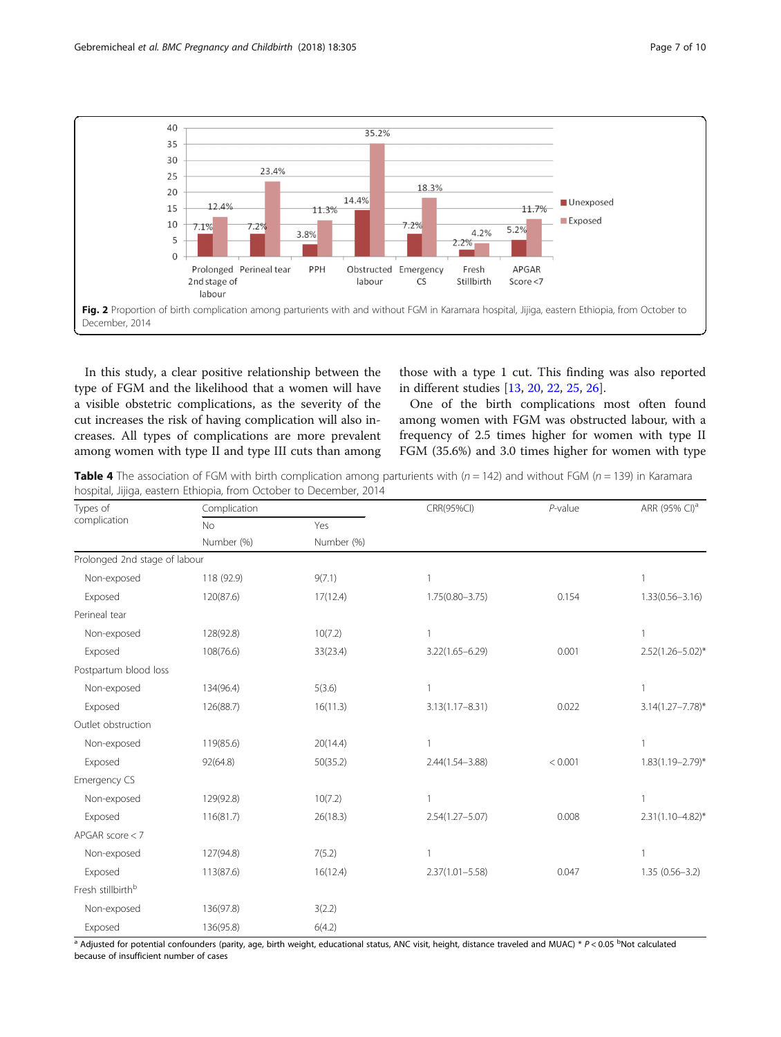Fig. 2 Proportion of birth complication among parturients with and without FGM in Karamara hospital, Jijiga, eastern Ethiopia, from October to December, 2014

In this study, a clear positive relationship between the type of FGM and the likelihood that a women will have a visible obstetric complications, as the severity of the cut increases the risk of having complication will also increases. All types of complications are more prevalent among women with type II and type III cuts than among those with a type 1 cut. This finding was also reported in different studies [13, 20, 22, 25, 26].

One of the birth complications most often found among women with FGM was obstructed labour, with a frequency of 2.5 times higher for women with type II FGM (35.6%) and 3.0 times higher for women with type

**Table 4** The association of FGM with birth complication among parturients with ($n = 142$) and without FGM ($n = 139$) in Karamara hospital, Jijiga, eastern Ethiopia, from October to December, 2014

| Types of complication | Complication | | CRR(95%CI) | *P*-value | ARR (95% CI)[a] |
|---|---|---|---|---|---|
| | No | Yes | | | |
| | Number (%) | Number (%) | | | |
| Prolonged 2nd stage of labour | | | | | |
| Non-exposed | 118 (92.9) | 9(7.1) | 1 | | 1 |
| Exposed | 120(87.6) | 17(12.4) | 1.75(0.80–3.75) | 0.154 | 1.33(0.56–3.16) |
| Perineal tear | | | | | |
| Non-exposed | 128(92.8) | 10(7.2) | 1 | | 1 |
| Exposed | 108(76.6) | 33(23.4) | 3.22(1.65–6.29) | 0.001 | 2.52(1.26–5.02)* |
| Postpartum blood loss | | | | | |
| Non-exposed | 134(96.4) | 5(3.6) | 1 | | 1 |
| Exposed | 126(88.7) | 16(11.3) | 3.13(1.17–8.31) | 0.022 | 3.14(1.27–7.78)* |
| Outlet obstruction | | | | | |
| Non-exposed | 119(85.6) | 20(14.4) | 1 | | 1 |
| Exposed | 92(64.8) | 50(35.2) | 2.44(1.54–3.88) | < 0.001 | 1.83(1.19–2.79)* |
| Emergency CS | | | | | |
| Non-exposed | 129(92.8) | 10(7.2) | 1 | | 1 |
| Exposed | 116(81.7) | 26(18.3) | 2.54(1.27–5.07) | 0.008 | 2.31(1.10–4.82)* |
| APGAR score < 7 | | | | | |
| Non-exposed | 127(94.8) | 7(5.2) | 1 | | 1 |
| Exposed | 113(87.6) | 16(12.4) | 2.37(1.01–5.58) | 0.047 | 1.35 (0.56–3.2) |
| Fresh stillbirth[b] | | | | | |
| Non-exposed | 136(97.8) | 3(2.2) | | | |
| Exposed | 136(95.8) | 6(4.2) | | | |

[a] Adjusted for potential confounders (parity, age, birth weight, educational status, ANC visit, height, distance traveled and MUAC) * $P < 0.05$ [b]Not calculated because of insufficient number of cases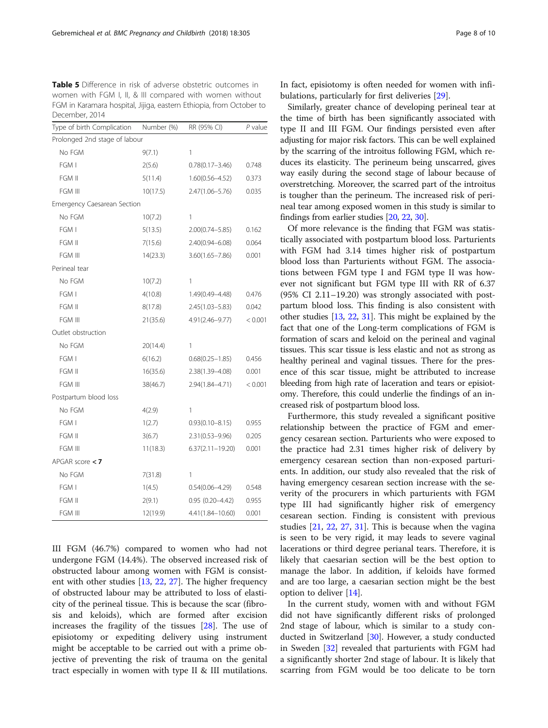**Table 5** Difference in risk of adverse obstetric outcomes in women with FGM I, II, & III compared with women without FGM in Karamara hospital, Jijiga, eastern Ethiopia, from October to December, 2014

| Type of birth Complication | Number (%) | RR (95% CI) | *P* value |
|---|---|---|---|
| Prolonged 2nd stage of labour | | | |
| No FGM | 9(7.1) | 1 | |
| FGM I | 2(5.6) | 0.78(0.17–3.46) | 0.748 |
| FGM II | 5(11.4) | 1.60(0.56–4.52) | 0.373 |
| FGM III | 10(17.5) | 2.47(1.06–5.76) | 0.035 |
| Emergency Caesarean Section | | | |
| No FGM | 10(7.2) | 1 | |
| FGM I | 5(13.5) | 2.00(0.74–5.85) | 0.162 |
| FGM II | 7(15.6) | 2.40(0.94–6.08) | 0.064 |
| FGM III | 14(23.3) | 3.60(1.65–7.86) | 0.001 |
| Perineal tear | | | |
| No FGM | 10(7.2) | 1 | |
| FGM I | 4(10.8) | 1.49(0.49–4.48) | 0.476 |
| FGM II | 8(17.8) | 2.45(1.03–5.83) | 0.042 |
| FGM III | 21(35.6) | 4.91(2.46–9.77) | < 0.001 |
| Outlet obstruction | | | |
| No FGM | 20(14.4) | 1 | |
| FGM I | 6(16.2) | 0.68(0.25–1.85) | 0.456 |
| FGM II | 16(35.6) | 2.38(1.39–4.08) | 0.001 |
| FGM III | 38(46.7) | 2.94(1.84–4.71) | < 0.001 |
| Postpartum blood loss | | | |
| No FGM | 4(2.9) | 1 | |
| FGM I | 1(2.7) | 0.93(0.10–8.15) | 0.955 |
| FGM II | 3(6.7) | 2.31(0.53–9.96) | 0.205 |
| FGM III | 11(18.3) | 6.37(2.11–19.20) | 0.001 |
| APGAR score **< 7** | | | |
| No FGM | 7(31.8) | 1 | |
| FGM I | 1(4.5) | 0.54(0.06–4.29) | 0.548 |
| FGM II | 2(9.1) | 0.95 (0.20–4.42) | 0.955 |
| FGM III | 12(19.9) | 4.41(1.84–10.60) | 0.001 |

III FGM (46.7%) compared to women who had not undergone FGM (14.4%). The observed increased risk of obstructed labour among women with FGM is consistent with other studies [13, 22, 27]. The higher frequency of obstructed labour may be attributed to loss of elasticity of the perineal tissue. This is because the scar (fibrosis and keloids), which are formed after excision increases the fragility of the tissues [28]. The use of episiotomy or expediting delivery using instrument might be acceptable to be carried out with a prime objective of preventing the risk of trauma on the genital tract especially in women with type II & III mutilations. In fact, episiotomy is often needed for women with infibulations, particularly for first deliveries [29].

Similarly, greater chance of developing perineal tear at the time of birth has been significantly associated with type II and III FGM. Our findings persisted even after adjusting for major risk factors. This can be well explained by the scarring of the introitus following FGM, which reduces its elasticity. The perineum being unscarred, gives way easily during the second stage of labour because of overstretching. Moreover, the scarred part of the introitus is tougher than the perineum. The increased risk of perineal tear among exposed women in this study is similar to findings from earlier studies [20, 22, 30].

Of more relevance is the finding that FGM was statistically associated with postpartum blood loss. Parturients with FGM had 3.14 times higher risk of postpartum blood loss than Parturients without FGM. The associations between FGM type I and FGM type II was however not significant but FGM type III with RR of 6.37 (95% CI 2.11–19.20) was strongly associated with postpartum blood loss. This finding is also consistent with other studies [13, 22, 31]. This might be explained by the fact that one of the Long-term complications of FGM is formation of scars and keloid on the perineal and vaginal tissues. This scar tissue is less elastic and not as strong as healthy perineal and vaginal tissues. There for the presence of this scar tissue, might be attributed to increase bleeding from high rate of laceration and tears or episiotomy. Therefore, this could underlie the findings of an increased risk of postpartum blood loss.

Furthermore, this study revealed a significant positive relationship between the practice of FGM and emergency cesarean section. Parturients who were exposed to the practice had 2.31 times higher risk of delivery by emergency cesarean section than non-exposed parturients. In addition, our study also revealed that the risk of having emergency cesarean section increase with the severity of the procurers in which parturients with FGM type III had significantly higher risk of emergency cesarean section. Finding is consistent with previous studies [21, 22, 27, 31]. This is because when the vagina is seen to be very rigid, it may leads to severe vaginal lacerations or third degree perianal tears. Therefore, it is likely that caesarian section will be the best option to manage the labor. In addition, if keloids have formed and are too large, a caesarian section might be the best option to deliver [14].

In the current study, women with and without FGM did not have significantly different risks of prolonged 2nd stage of labour, which is similar to a study conducted in Switzerland [30]. However, a study conducted in Sweden [32] revealed that parturients with FGM had a significantly shorter 2nd stage of labour. It is likely that scarring from FGM would be too delicate to be torn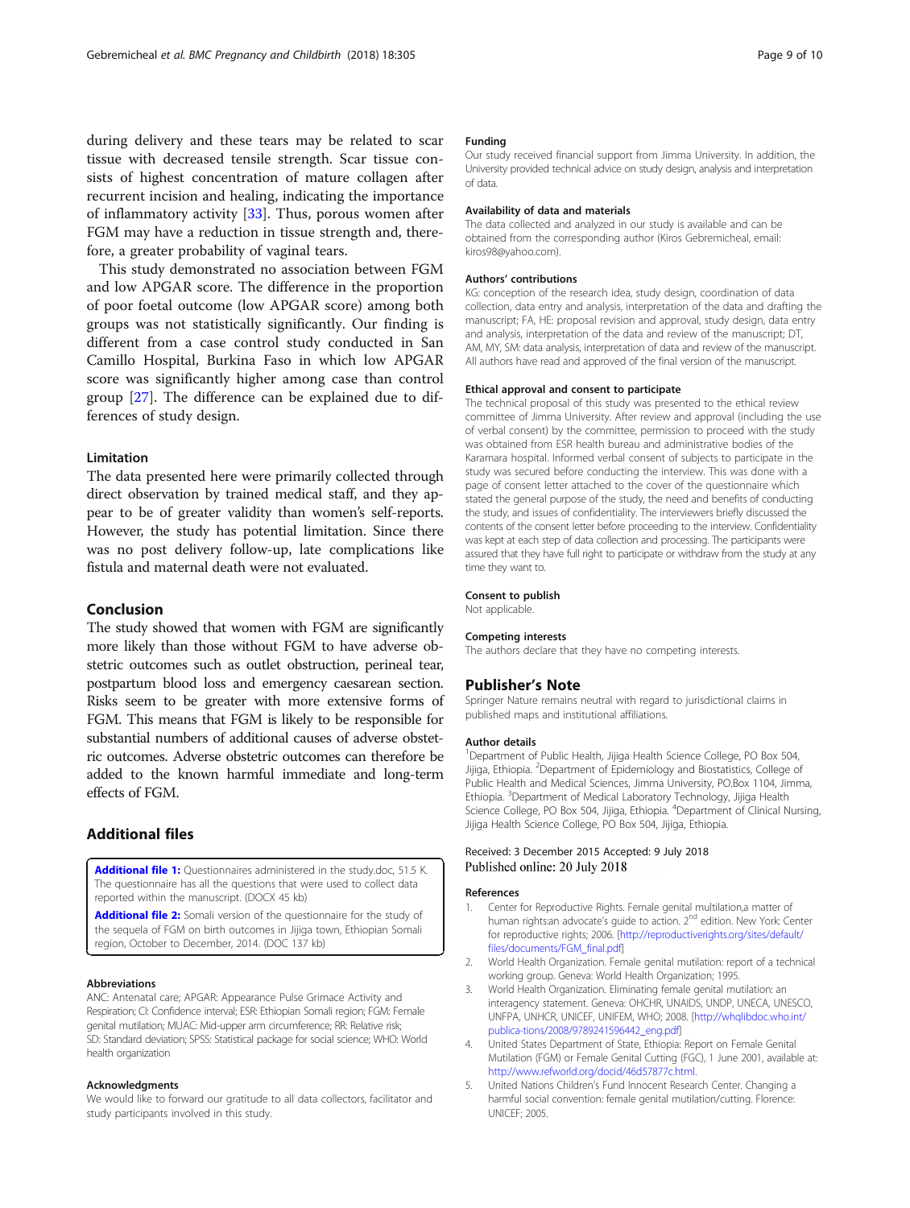during delivery and these tears may be related to scar tissue with decreased tensile strength. Scar tissue consists of highest concentration of mature collagen after recurrent incision and healing, indicating the importance of inflammatory activity [33]. Thus, porous women after FGM may have a reduction in tissue strength and, therefore, a greater probability of vaginal tears.

This study demonstrated no association between FGM and low APGAR score. The difference in the proportion of poor foetal outcome (low APGAR score) among both groups was not statistically significantly. Our finding is different from a case control study conducted in San Camillo Hospital, Burkina Faso in which low APGAR score was significantly higher among case than control group [27]. The difference can be explained due to differences of study design.

### Limitation

The data presented here were primarily collected through direct observation by trained medical staff, and they appear to be of greater validity than women's self-reports. However, the study has potential limitation. Since there was no post delivery follow-up, late complications like fistula and maternal death were not evaluated.

## Conclusion

The study showed that women with FGM are significantly more likely than those without FGM to have adverse obstetric outcomes such as outlet obstruction, perineal tear, postpartum blood loss and emergency caesarean section. Risks seem to be greater with more extensive forms of FGM. This means that FGM is likely to be responsible for substantial numbers of additional causes of adverse obstetric outcomes. Adverse obstetric outcomes can therefore be added to the known harmful immediate and long-term effects of FGM.

## Additional files

**Additional file 1:** Questionnaires administered in the study.doc, 51.5 K. The questionnaire has all the questions that were used to collect data reported within the manuscript. (DOCX 45 kb)

**Additional file 2:** Somali version of the questionnaire for the study of the sequela of FGM on birth outcomes in Jijiga town, Ethiopian Somali region, October to December, 2014. (DOC 137 kb)

#### Abbreviations

ANC: Antenatal care; APGAR: Appearance Pulse Grimace Activity and Respiration; CI: Confidence interval; ESR: Ethiopian Somali region; FGM: Female genital mutilation; MUAC: Mid-upper arm circumference; RR: Relative risk; SD: Standard deviation; SPSS: Statistical package for social science; WHO: World health organization

#### Acknowledgments

We would like to forward our gratitude to all data collectors, facilitator and study participants involved in this study.

#### Funding

Our study received financial support from Jimma University. In addition, the University provided technical advice on study design, analysis and interpretation of data.

#### Availability of data and materials

The data collected and analyzed in our study is available and can be obtained from the corresponding author (Kiros Gebremicheal, email: kiros98@yahoo.com).

#### Authors' contributions

KG: conception of the research idea, study design, coordination of data collection, data entry and analysis, interpretation of the data and drafting the manuscript; FA, HE: proposal revision and approval, study design, data entry and analysis, interpretation of the data and review of the manuscript; DT, AM, MY, SM: data analysis, interpretation of data and review of the manuscript. All authors have read and approved of the final version of the manuscript.

#### Ethical approval and consent to participate

The technical proposal of this study was presented to the ethical review committee of Jimma University. After review and approval (including the use of verbal consent) by the committee, permission to proceed with the study was obtained from ESR health bureau and administrative bodies of the Karamara hospital. Informed verbal consent of subjects to participate in the study was secured before conducting the interview. This was done with a page of consent letter attached to the cover of the questionnaire which stated the general purpose of the study, the need and benefits of conducting the study, and issues of confidentiality. The interviewers briefly discussed the contents of the consent letter before proceeding to the interview. Confidentiality was kept at each step of data collection and processing. The participants were assured that they have full right to participate or withdraw from the study at any time they want to.

#### Consent to publish

Not applicable.

#### Competing interests

The authors declare that they have no competing interests.

## Publisher's Note

Springer Nature remains neutral with regard to jurisdictional claims in published maps and institutional affiliations.

#### Author details

[1]Department of Public Health, Jijiga Health Science College, PO Box 504, Jijiga, Ethiopia. [2]Department of Epidemiology and Biostatistics, College of Public Health and Medical Sciences, Jimma University, PO.Box 1104, Jimma, Ethiopia. [3]Department of Medical Laboratory Technology, Jijiga Health Science College, PO Box 504, Jijiga, Ethiopia. [4]Department of Clinical Nursing, Jijiga Health Science College, PO Box 504, Jijiga, Ethiopia.

Received: 3 December 2015 Accepted: 9 July 2018
Published online: 20 July 2018

#### References

1. Center for Reproductive Rights. Female genital multilation,a matter of human rights:an advocate's guide to action. 2nd edition. New York: Center for reproductive rights; 2006. [http://reproductiverights.org/sites/default/files/documents/FGM_final.pdf]
2. World Health Organization. Female genital mutilation: report of a technical working group. Geneva: World Health Organization; 1995.
3. World Health Organization. Eliminating female genital mutilation: an interagency statement. Geneva: OHCHR, UNAIDS, UNDP, UNECA, UNESCO, UNFPA, UNHCR, UNICEF, UNIFEM, WHO; 2008. [http://whqlibdoc.who.int/publica-tions/2008/9789241596442_eng.pdf]
4. United States Department of State, Ethiopia: Report on Female Genital Mutilation (FGM) or Female Genital Cutting (FGC), 1 June 2001, available at: http://www.refworld.org/docid/46d57877c.html.
5. United Nations Children's Fund Innocent Research Center. Changing a harmful social convention: female genital mutilation/cutting. Florence: UNICEF; 2005.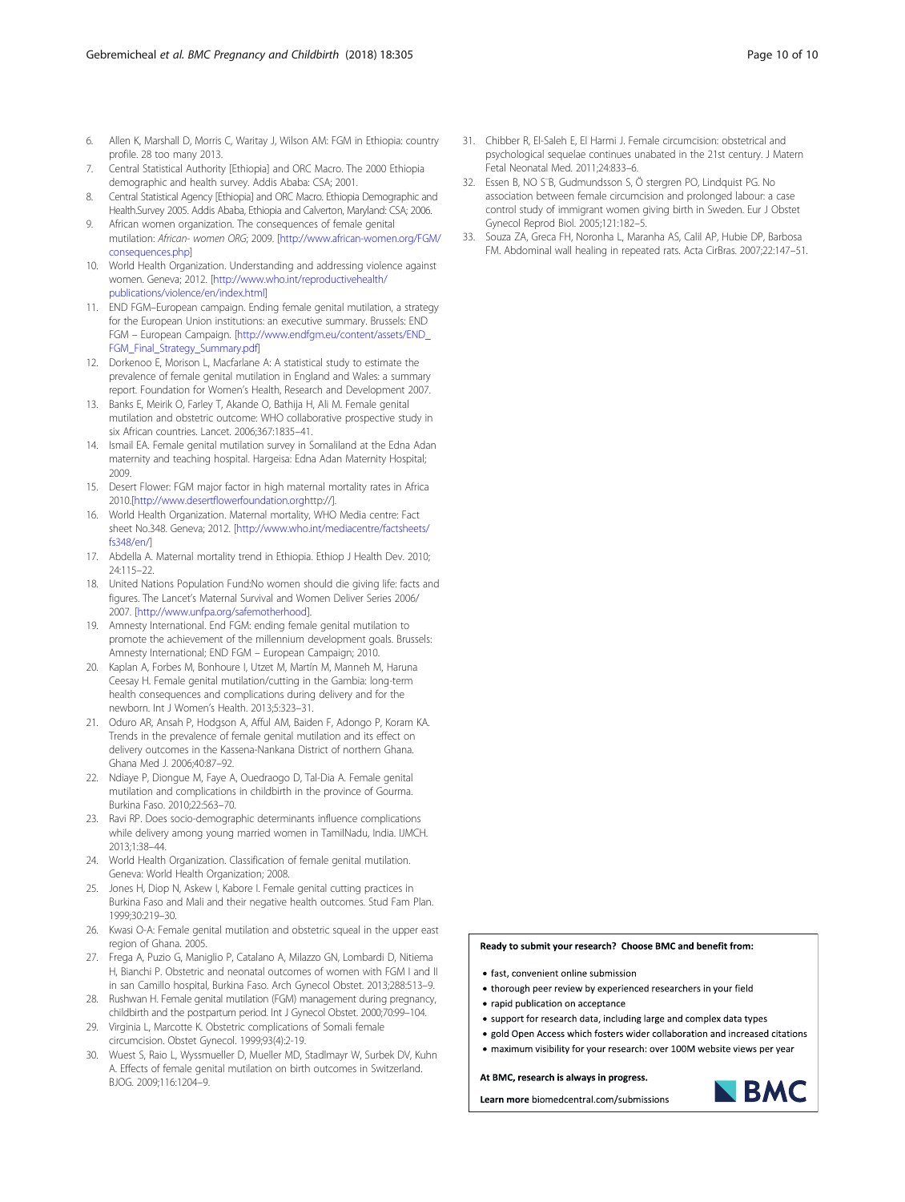6. Allen K, Marshall D, Morris C, Waritay J, Wilson AM: FGM in Ethiopia: country profile. 28 too many 2013.
7. Central Statistical Authority [Ethiopia] and ORC Macro. The 2000 Ethiopia demographic and health survey. Addis Ababa: CSA; 2001.
8. Central Statistical Agency [Ethiopia] and ORC Macro. Ethiopia Demographic and Health.Survey 2005. Addis Ababa, Ethiopia and Calverton, Maryland: CSA; 2006.
9. African women organization. The consequences of female genital mutilation: *African- women ORG*; 2009. [http://www.african-women.org/FGM/consequences.php]
10. World Health Organization. Understanding and addressing violence against women. Geneva; 2012. [http://www.who.int/reproductivehealth/publications/violence/en/index.html]
11. END FGM–European campaign. Ending female genital mutilation, a strategy for the European Union institutions: an executive summary. Brussels: END FGM – European Campaign. [http://www.endfgm.eu/content/assets/END_FGM_Final_Strategy_Summary.pdf]
12. Dorkenoo E, Morison L, Macfarlane A: A statistical study to estimate the prevalence of female genital mutilation in England and Wales: a summary report. Foundation for Women's Health, Research and Development 2007.
13. Banks E, Meirik O, Farley T, Akande O, Bathija H, Ali M. Female genital mutilation and obstetric outcome: WHO collaborative prospective study in six African countries. Lancet. 2006;367:1835–41.
14. Ismail EA. Female genital mutilation survey in Somaliland at the Edna Adan maternity and teaching hospital. Hargeisa: Edna Adan Maternity Hospital; 2009.
15. Desert Flower: FGM major factor in high maternal mortality rates in Africa 2010.[http://www.desertflowerfoundation.orghttp://].
16. World Health Organization. Maternal mortality, WHO Media centre: Fact sheet No.348. Geneva; 2012. [http://www.who.int/mediacentre/factsheets/fs348/en/]
17. Abdella A. Maternal mortality trend in Ethiopia. Ethiop J Health Dev. 2010;24:115–22.
18. United Nations Population Fund:No women should die giving life: facts and figures. The Lancet's Maternal Survival and Women Deliver Series 2006/2007. [http://www.unfpa.org/safemotherhood].
19. Amnesty International. End FGM: ending female genital mutilation to promote the achievement of the millennium development goals. Brussels: Amnesty International; END FGM – European Campaign; 2010.
20. Kaplan A, Forbes M, Bonhoure I, Utzet M, Martín M, Manneh M, Haruna Ceesay H. Female genital mutilation/cutting in the Gambia: long-term health consequences and complications during delivery and for the newborn. Int J Women's Health. 2013;5:323–31.
21. Oduro AR, Ansah P, Hodgson A, Afful AM, Baiden F, Adongo P, Koram KA. Trends in the prevalence of female genital mutilation and its effect on delivery outcomes in the Kassena-Nankana District of northern Ghana. Ghana Med J. 2006;40:87–92.
22. Ndiaye P, Diongue M, Faye A, Ouedraogo D, Tal-Dia A. Female genital mutilation and complications in childbirth in the province of Gourma. Burkina Faso. 2010;22:563–70.
23. Ravi RP. Does socio-demographic determinants influence complications while delivery among young married women in TamilNadu, India. IJMCH. 2013;1:38–44.
24. World Health Organization. Classification of female genital mutilation. Geneva: World Health Organization; 2008.
25. Jones H, Diop N, Askew I, Kabore I. Female genital cutting practices in Burkina Faso and Mali and their negative health outcomes. Stud Fam Plan. 1999;30:219–30.
26. Kwasi O-A: Female genital mutilation and obstetric squeal in the upper east region of Ghana. 2005.
27. Frega A, Puzio G, Maniglio P, Catalano A, Milazzo GN, Lombardi D, Nitiema H, Bianchi P. Obstetric and neonatal outcomes of women with FGM I and II in san Camillo hospital, Burkina Faso. Arch Gynecol Obstet. 2013;288:513–9.
28. Rushwan H. Female genital mutilation (FGM) management during pregnancy, childbirth and the postpartum period. Int J Gynecol Obstet. 2000;70:99–104.
29. Virginia L, Marcotte K. Obstetric complications of Somali female circumcision. Obstet Gynecol. 1999;93(4):2-19.
30. Wuest S, Raio L, Wyssmueller D, Mueller MD, Stadlmayr W, Surbek DV, Kuhn A. Effects of female genital mutilation on birth outcomes in Switzerland. BJOG. 2009;116:1204–9.
31. Chibber R, El-Saleh E, El Harmi J. Female circumcision: obstetrical and psychological sequelae continues unabated in the 21st century. J Matern Fetal Neonatal Med. 2011;24:833–6.
32. Essen B, NO S¨B, Gudmundsson S, Ö stergren PO, Lindquist PG. No association between female circumcision and prolonged labour: a case control study of immigrant women giving birth in Sweden. Eur J Obstet Gynecol Reprod Biol. 2005;121:182–5.
33. Souza ZA, Greca FH, Noronha L, Maranha AS, Calil AP, Hubie DP, Barbosa FM. Abdominal wall healing in repeated rats. Acta CirBras. 2007;22:147–51.

**Ready to submit your research? Choose BMC and benefit from:**

- fast, convenient online submission
- thorough peer review by experienced researchers in your field
- rapid publication on acceptance
- support for research data, including large and complex data types
- gold Open Access which fosters wider collaboration and increased citations
- maximum visibility for your research: over 100M website views per year

**At BMC, research is always in progress.**

**Learn more** biomedcentral.com/submissions

BMC